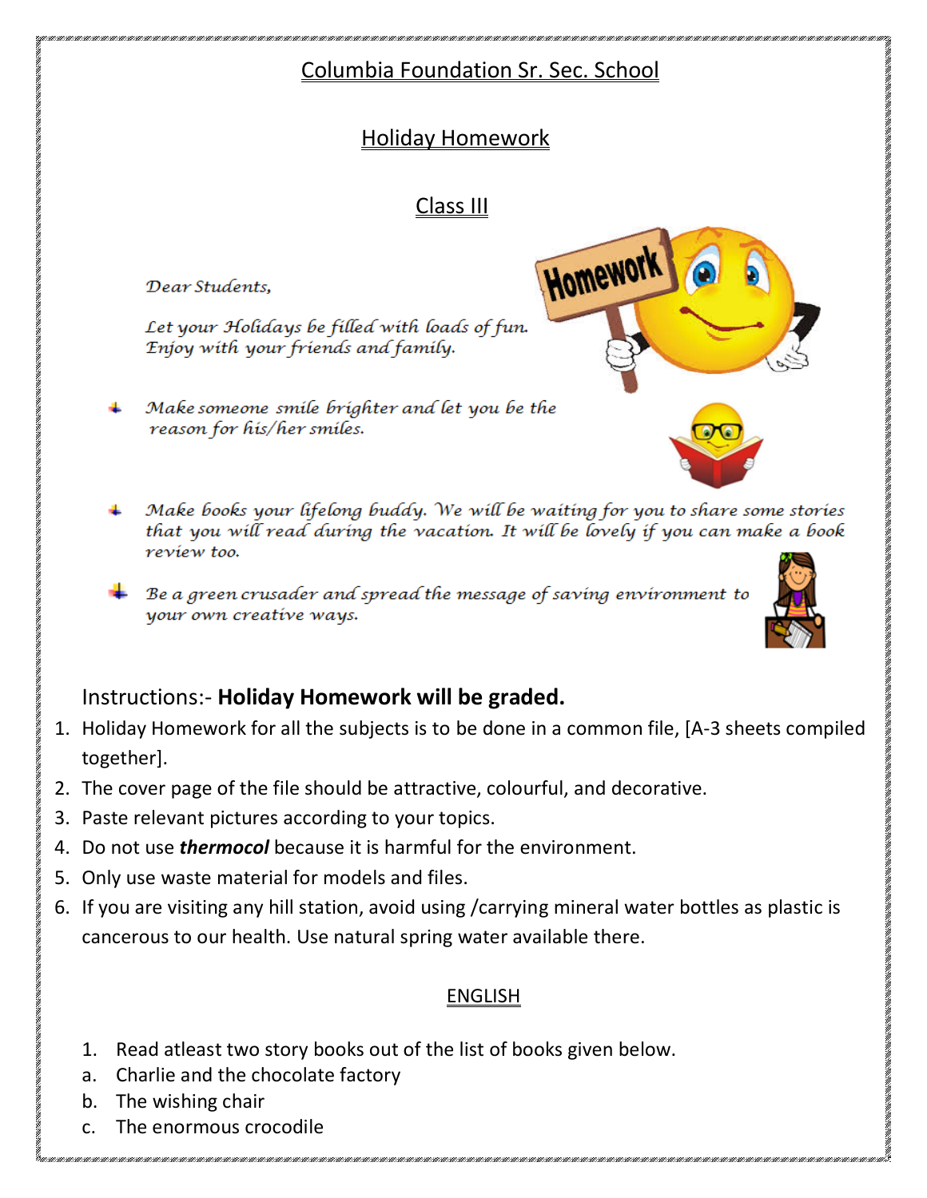# Columbia Foundation Sr. Sec. School

## Holiday Homework

## Class III

*Dear Students,*

*Let your Holidays be filled with loads of fun. Enjoy with your friends and family.*

- *Make someone smile brighter and let you be the reason for his/her smiles.*
- *Make books your lifelong buddy. We will be waiting for you to share some stories that you will read during the vacation. It will be lovely if you can make a book review too.*
- *Be a green crusader and spread the message of saving environment to your own creative ways.*

Instructions:- **Holiday Homework will be graded.**

1. Holiday Homework for all the subjects is to be done in a common file, [A-3 sheets compiled together].
2. The cover page of the file should be attractive, colourful, and decorative.
3. Paste relevant pictures according to your topics.
4. Do not use ***thermocol*** because it is harmful for the environment.
5. Only use waste material for models and files.
6. If you are visiting any hill station, avoid using /carrying mineral water bottles as plastic is cancerous to our health. Use natural spring water available there.

### ENGLISH

1. Read atleast two story books out of the list of books given below.

a. Charlie and the chocolate factory

b. The wishing chair

c. The enormous crocodile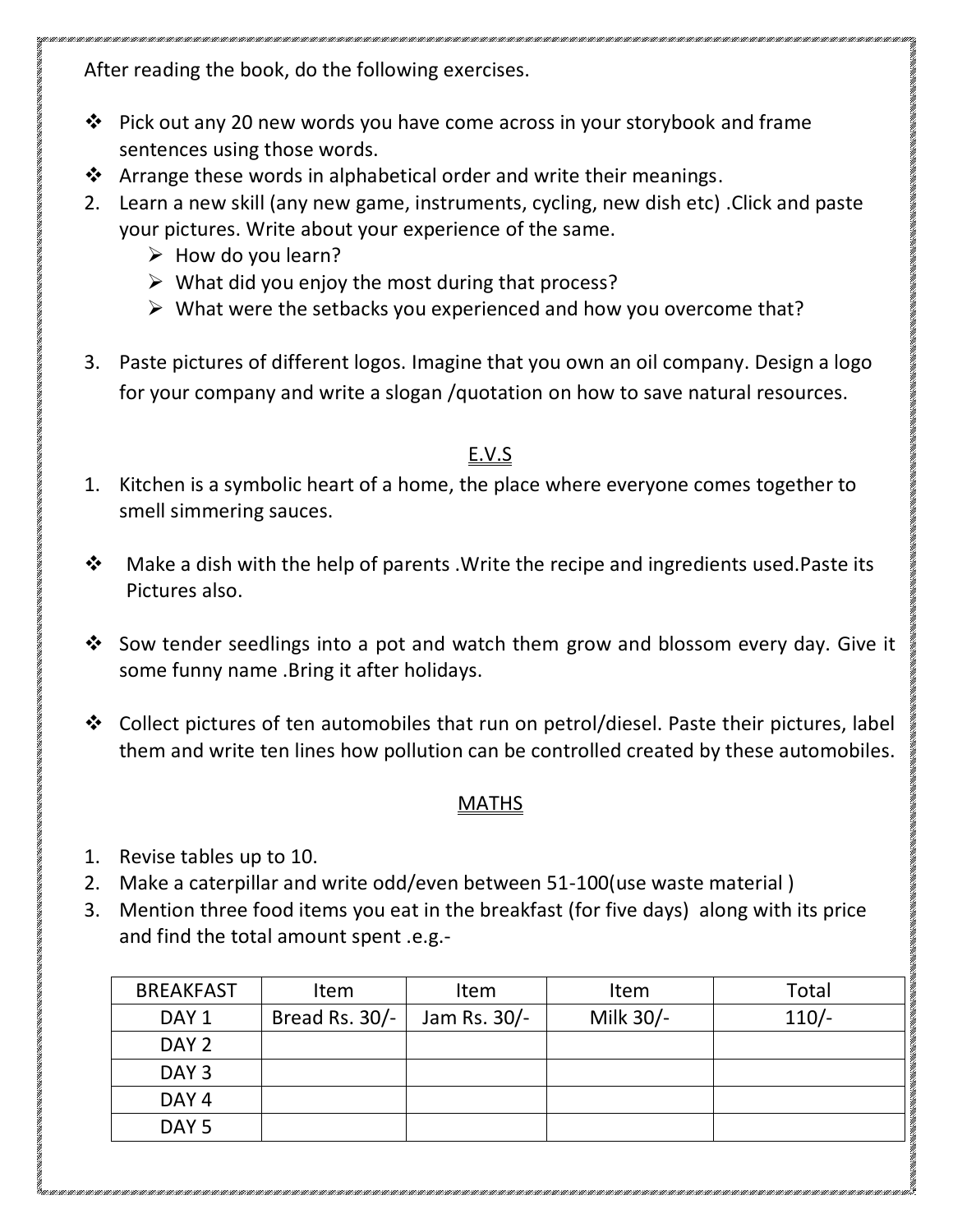After reading the book, do the following exercises.

- Pick out any 20 new words you have come across in your storybook and frame sentences using those words.
- Arrange these words in alphabetical order and write their meanings.

2. Learn a new skill (any new game, instruments, cycling, new dish etc) .Click and paste your pictures. Write about your experience of the same.
   - How do you learn?
   - What did you enjoy the most during that process?
   - What were the setbacks you experienced and how you overcome that?

3. Paste pictures of different logos. Imagine that you own an oil company. Design a logo for your company and write a slogan /quotation on how to save natural resources.

## E.V.S

1. Kitchen is a symbolic heart of a home, the place where everyone comes together to smell simmering sauces.

- Make a dish with the help of parents .Write the recipe and ingredients used.Paste its Pictures also.

- Sow tender seedlings into a pot and watch them grow and blossom every day. Give it some funny name .Bring it after holidays.

- Collect pictures of ten automobiles that run on petrol/diesel. Paste their pictures, label them and write ten lines how pollution can be controlled created by these automobiles.

## MATHS

1. Revise tables up to 10.
2. Make a caterpillar and write odd/even between 51-100(use waste material )
3. Mention three food items you eat in the breakfast (for five days) along with its price and find the total amount spent .e.g.-

| BREAKFAST | Item | Item | Item | Total |
|---|---|---|---|---|
| DAY 1 | Bread Rs. 30/- | Jam Rs. 30/- | Milk 30/- | 110/- |
| DAY 2 | | | | |
| DAY 3 | | | | |
| DAY 4 | | | | |
| DAY 5 | | | | |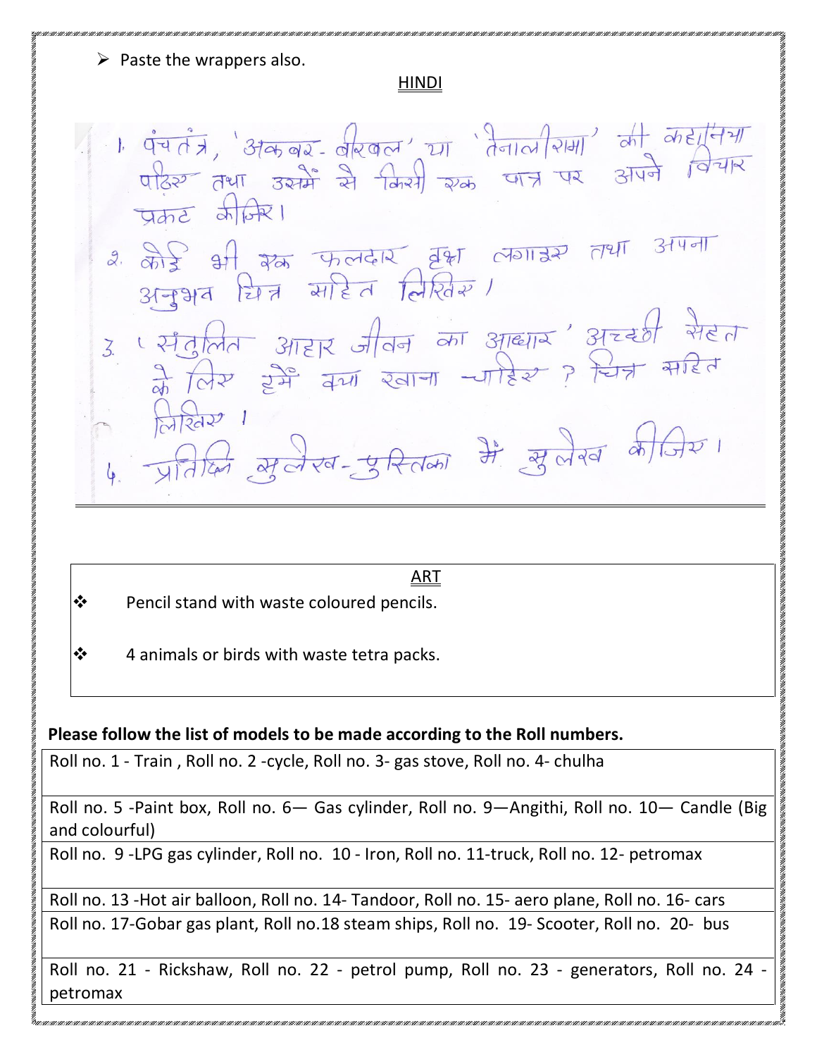- Paste the wrappers also.

## HINDI

1. पंचतंत्र, 'अकबर-बीरबल' या 'तेनालीरामा' की कहानियाँ पढ़िए तथा उसमें से किसी एक पात्र पर अपने विचार प्रकट कीजिए।
2. कोई भी एक फलदार वृक्ष लगाइए तथा अपना अनुभव चित्र सहित लिखिए।
3. 'संतुलित आहार जीवन का आधार' अच्छी सेहत के लिए हमें क्या खाना चाहिए? चित्र सहित लिखिए।
4. प्रतिदिन सुलेख-पुस्तिका में सुलेख कीजिए।

## ART

- Pencil stand with waste coloured pencils.
- 4 animals or birds with waste tetra packs.

**Please follow the list of models to be made according to the Roll numbers.**

| |
|---|
| Roll no. 1 - Train , Roll no. 2 -cycle, Roll no. 3- gas stove, Roll no. 4- chulha |
| Roll no. 5 -Paint box, Roll no. 6— Gas cylinder, Roll no. 9—Angithi, Roll no. 10— Candle (Big and colourful) |
| Roll no. 9 -LPG gas cylinder, Roll no. 10 - Iron, Roll no. 11-truck, Roll no. 12- petromax |
| Roll no. 13 -Hot air balloon, Roll no. 14- Tandoor, Roll no. 15- aero plane, Roll no. 16- cars |
| Roll no. 17-Gobar gas plant, Roll no.18 steam ships, Roll no. 19- Scooter, Roll no. 20- bus |
| Roll no. 21 - Rickshaw, Roll no. 22 - petrol pump, Roll no. 23 - generators, Roll no. 24 - petromax |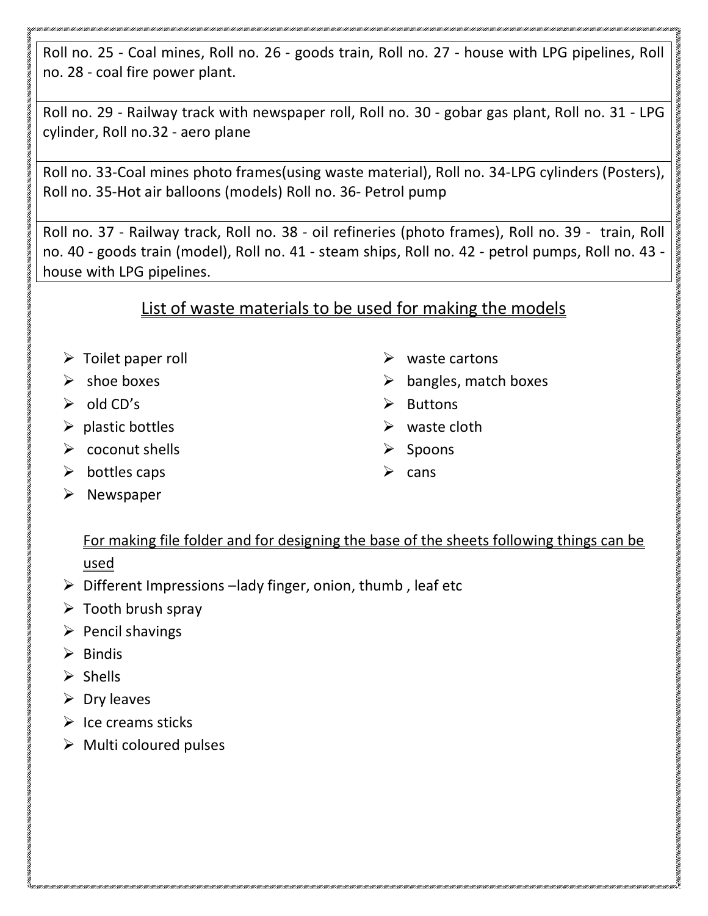| |
|---|
| Roll no. 25 - Coal mines, Roll no. 26 - goods train, Roll no. 27 - house with LPG pipelines, Roll no. 28 - coal fire power plant. |
| Roll no. 29 - Railway track with newspaper roll, Roll no. 30 - gobar gas plant, Roll no. 31 - LPG cylinder, Roll no.32 - aero plane |
| Roll no. 33-Coal mines photo frames(using waste material), Roll no. 34-LPG cylinders (Posters), Roll no. 35-Hot air balloons (models) Roll no. 36- Petrol pump |
| Roll no. 37 - Railway track, Roll no. 38 - oil refineries (photo frames), Roll no. 39 - train, Roll no. 40 - goods train (model), Roll no. 41 - steam ships, Roll no. 42 - petrol pumps, Roll no. 43 - house with LPG pipelines. |

## List of waste materials to be used for making the models

- Toilet paper roll
- shoe boxes
- old CD's
- plastic bottles
- coconut shells
- bottles caps
- Newspaper
- waste cartons
- bangles, match boxes
- Buttons
- waste cloth
- Spoons
- cans

For making file folder and for designing the base of the sheets following things can be used

- Different Impressions –lady finger, onion, thumb , leaf etc
- Tooth brush spray
- Pencil shavings
- Bindis
- Shells
- Dry leaves
- Ice creams sticks
- Multi coloured pulses